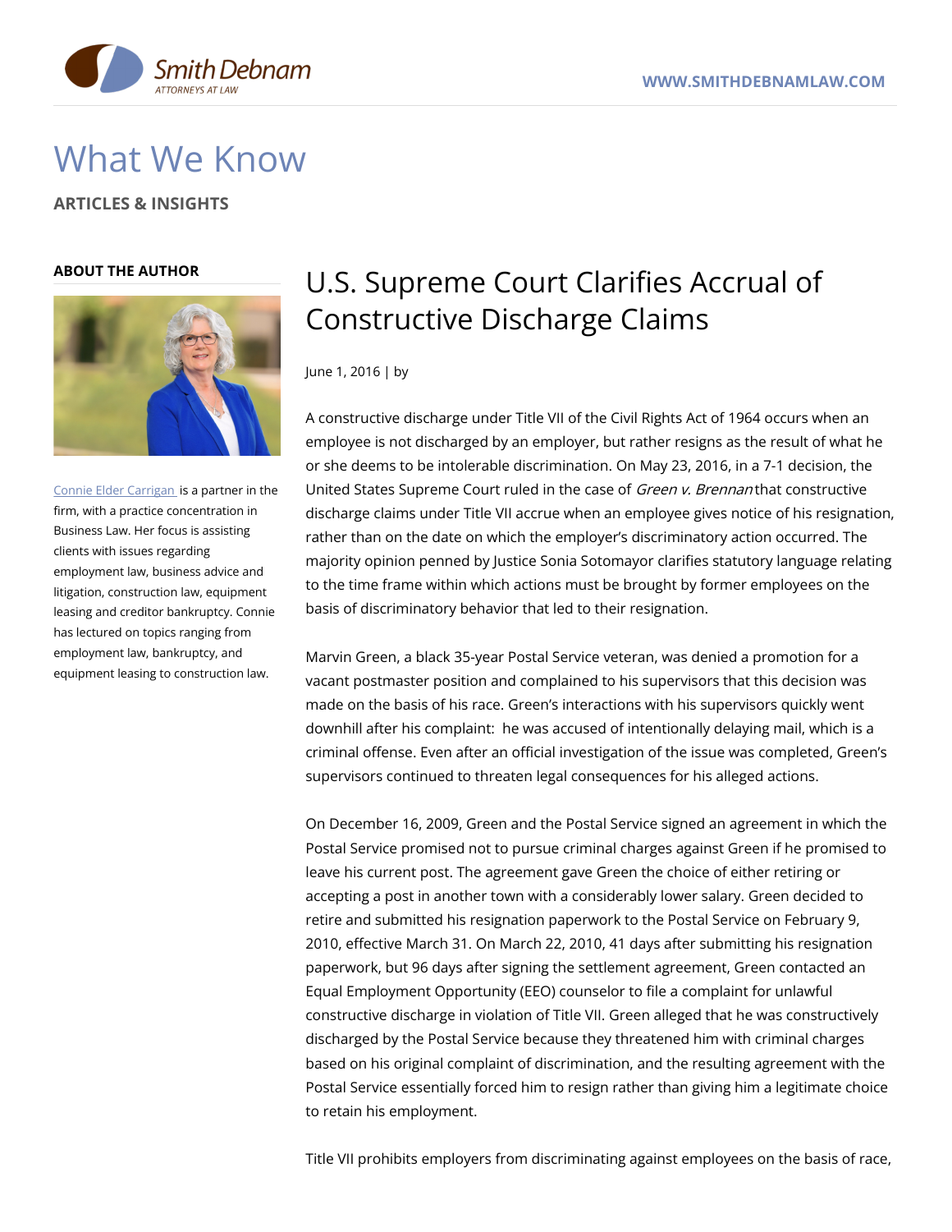# What We Know

**ARTICLES & INSIGHTS**

**ABOUT THE AUTHOR**

Connie Elder Carrigan is a partner in the firm, with a practice concentration in Business Law. Her focus is assisting clients with issues regarding employment law, business advice and litigation, construction law, equipment leasing and creditor bankruptcy. Connie has lectured on topics ranging from employment law, bankruptcy, and equipment leasing to construction law.

## U.S. Supreme Court Clarifies Accrual of Constructive Discharge Claims

June 1, 2016 | by

A constructive discharge under Title VII of the Civil Rights Act of 1964 occurs when an employee is not discharged by an employer, but rather resigns as the result of what he or she deems to be intolerable discrimination. On May 23, 2016, in a 7-1 decision, the United States Supreme Court ruled in the case of *Green v. Brennan* that constructive discharge claims under Title VII accrue when an employee gives notice of his resignation, rather than on the date on which the employer's discriminatory action occurred. The majority opinion penned by Justice Sonia Sotomayor clarifies statutory language relating to the time frame within which actions must be brought by former employees on the basis of discriminatory behavior that led to their resignation.

Marvin Green, a black 35-year Postal Service veteran, was denied a promotion for a vacant postmaster position and complained to his supervisors that this decision was made on the basis of his race. Green's interactions with his supervisors quickly went downhill after his complaint: he was accused of intentionally delaying mail, which is a criminal offense. Even after an official investigation of the issue was completed, Green's supervisors continued to threaten legal consequences for his alleged actions.

On December 16, 2009, Green and the Postal Service signed an agreement in which the Postal Service promised not to pursue criminal charges against Green if he promised to leave his current post. The agreement gave Green the choice of either retiring or accepting a post in another town with a considerably lower salary. Green decided to retire and submitted his resignation paperwork to the Postal Service on February 9, 2010, effective March 31. On March 22, 2010, 41 days after submitting his resignation paperwork, but 96 days after signing the settlement agreement, Green contacted an Equal Employment Opportunity (EEO) counselor to file a complaint for unlawful constructive discharge in violation of Title VII. Green alleged that he was constructively discharged by the Postal Service because they threatened him with criminal charges based on his original complaint of discrimination, and the resulting agreement with the Postal Service essentially forced him to resign rather than giving him a legitimate choice to retain his employment.

Title VII prohibits employers from discriminating against employees on the basis of race,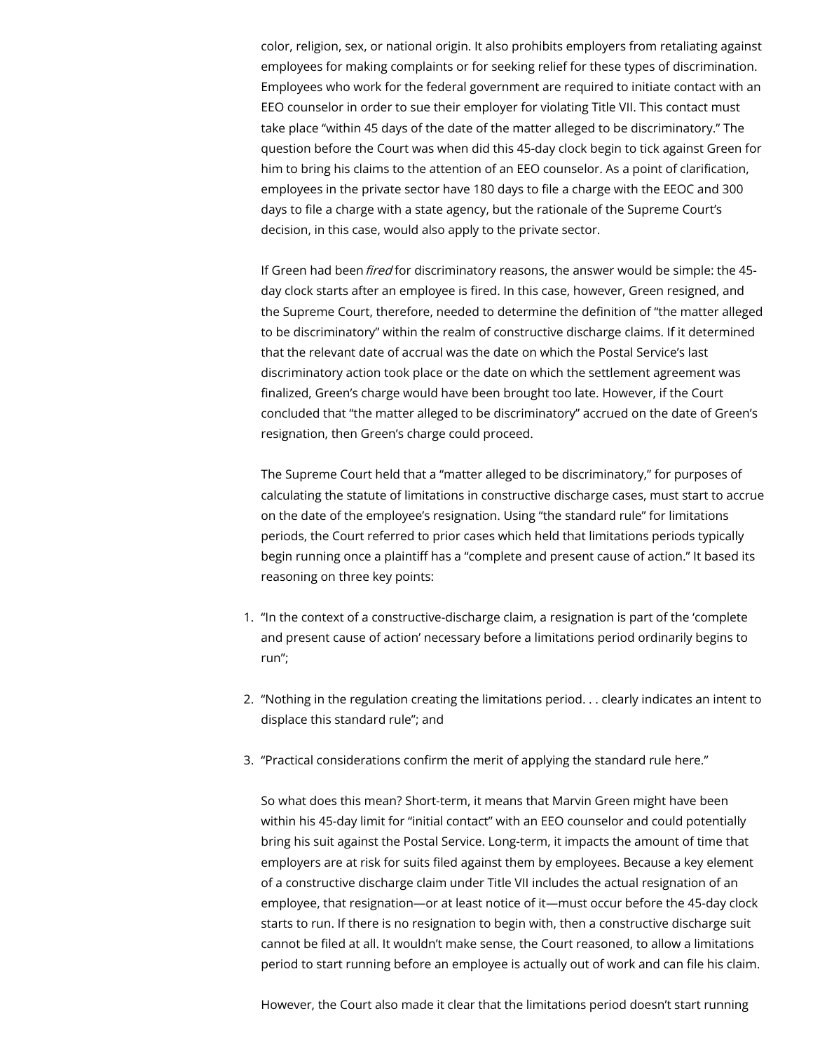color, religion, sex, or national origin. It also prohibits employers from retaliating against employees for making complaints or for seeking relief for these types of discrimination. Employees who work for the federal government are required to initiate contact with an EEO counselor in order to sue their employer for violating Title VII. This contact must take place "within 45 days of the date of the matter alleged to be discriminatory." The question before the Court was when did this 45-day clock begin to tick against Green for him to bring his claims to the attention of an EEO counselor. As a point of clarification, employees in the private sector have 180 days to file a charge with the EEOC and 300 days to file a charge with a state agency, but the rationale of the Supreme Court's decision, in this case, would also apply to the private sector.

If Green had been *fired* for discriminatory reasons, the answer would be simple: the 45-day clock starts after an employee is fired. In this case, however, Green resigned, and the Supreme Court, therefore, needed to determine the definition of "the matter alleged to be discriminatory" within the realm of constructive discharge claims. If it determined that the relevant date of accrual was the date on which the Postal Service's last discriminatory action took place or the date on which the settlement agreement was finalized, Green's charge would have been brought too late. However, if the Court concluded that "the matter alleged to be discriminatory" accrued on the date of Green's resignation, then Green's charge could proceed.

The Supreme Court held that a "matter alleged to be discriminatory," for purposes of calculating the statute of limitations in constructive discharge cases, must start to accrue on the date of the employee's resignation. Using "the standard rule" for limitations periods, the Court referred to prior cases which held that limitations periods typically begin running once a plaintiff has a "complete and present cause of action." It based its reasoning on three key points:

1. "In the context of a constructive-discharge claim, a resignation is part of the 'complete and present cause of action' necessary before a limitations period ordinarily begins to run";
2. "Nothing in the regulation creating the limitations period. . . clearly indicates an intent to displace this standard rule"; and
3. "Practical considerations confirm the merit of applying the standard rule here."

So what does this mean? Short-term, it means that Marvin Green might have been within his 45-day limit for "initial contact" with an EEO counselor and could potentially bring his suit against the Postal Service. Long-term, it impacts the amount of time that employers are at risk for suits filed against them by employees. Because a key element of a constructive discharge claim under Title VII includes the actual resignation of an employee, that resignation—or at least notice of it—must occur before the 45-day clock starts to run. If there is no resignation to begin with, then a constructive discharge suit cannot be filed at all. It wouldn't make sense, the Court reasoned, to allow a limitations period to start running before an employee is actually out of work and can file his claim.

However, the Court also made it clear that the limitations period doesn't start running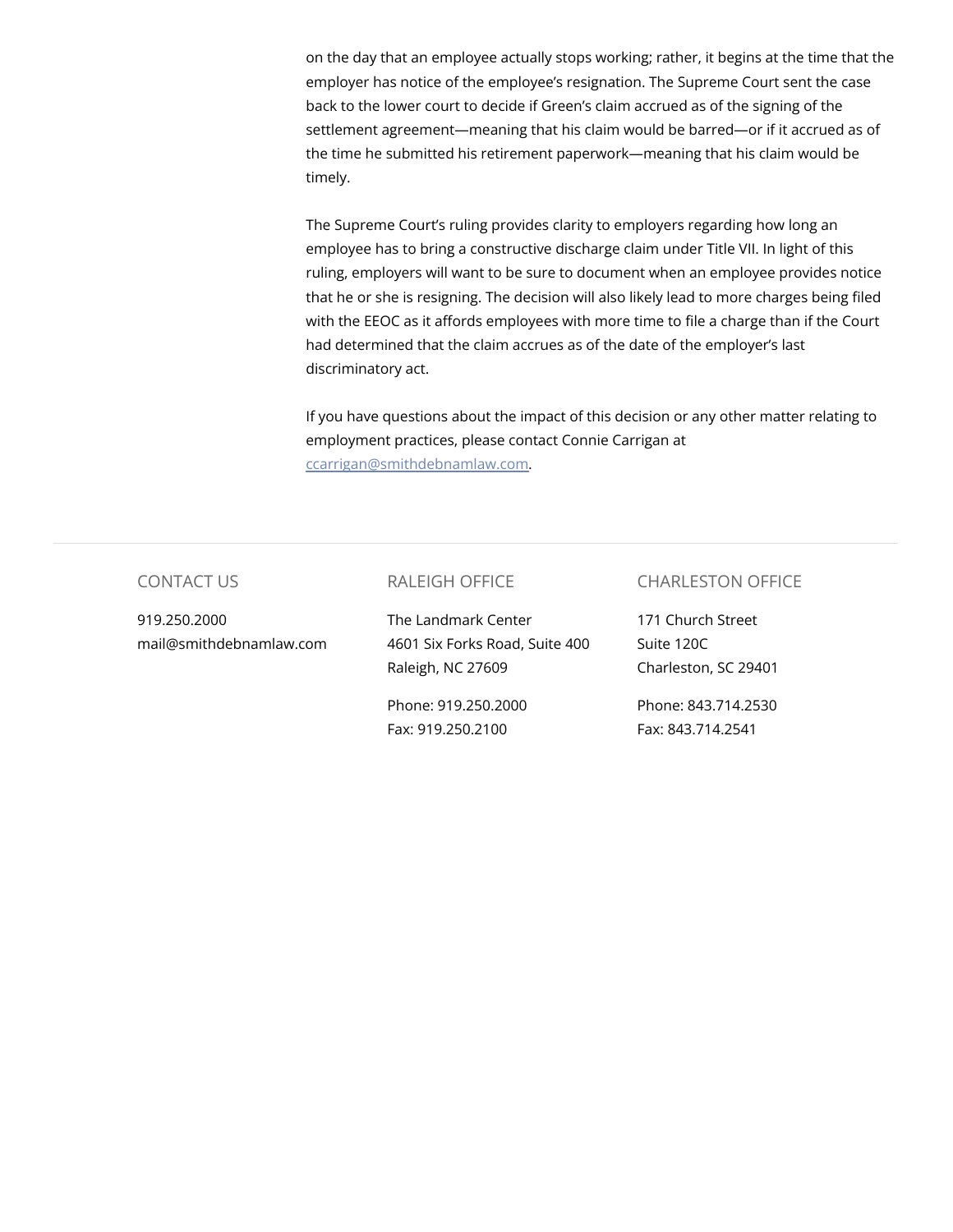on the day that an employee actually stops working; rather, it begins at the time that the employer has notice of the employee's resignation. The Supreme Court sent the case back to the lower court to decide if Green's claim accrued as of the signing of the settlement agreement—meaning that his claim would be barred—or if it accrued as of the time he submitted his retirement paperwork—meaning that his claim would be timely.

The Supreme Court's ruling provides clarity to employers regarding how long an employee has to bring a constructive discharge claim under Title VII. In light of this ruling, employers will want to be sure to document when an employee provides notice that he or she is resigning. The decision will also likely lead to more charges being filed with the EEOC as it affords employees with more time to file a charge than if the Court had determined that the claim accrues as of the date of the employer's last discriminatory act.

If you have questions about the impact of this decision or any other matter relating to employment practices, please contact Connie Carrigan at ccarrigan@smithdebnamlaw.com.

---

CONTACT US

919.250.2000
mail@smithdebnamlaw.com

RALEIGH OFFICE

The Landmark Center
4601 Six Forks Road, Suite 400
Raleigh, NC 27609

Phone: 919.250.2000
Fax: 919.250.2100

CHARLESTON OFFICE

171 Church Street
Suite 120C
Charleston, SC 29401

Phone: 843.714.2530
Fax: 843.714.2541